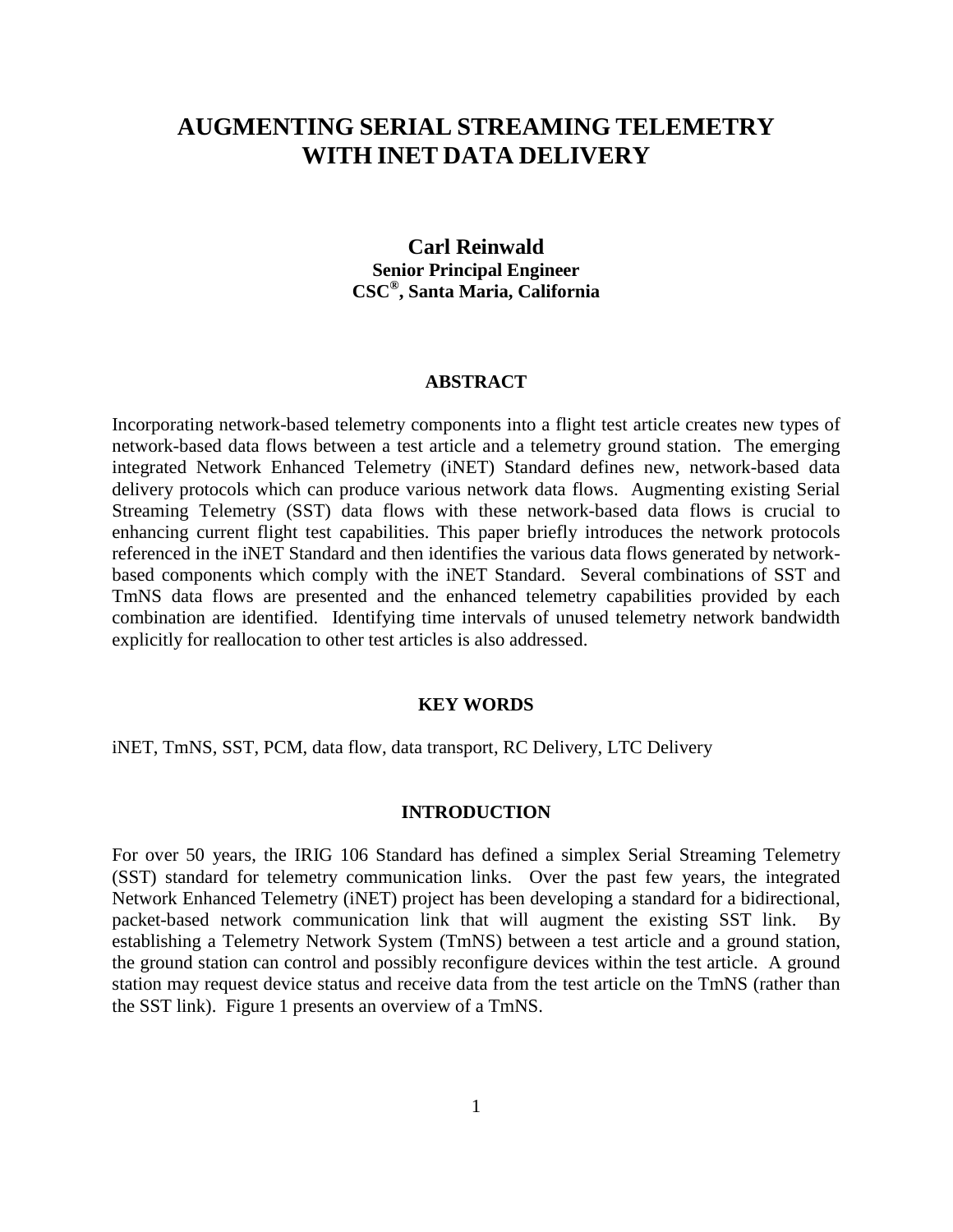# AUGMENTING SERIAL STREAMING TELEMETRY WITH INET DATA DELIVERY

**Carl Reinwald**
**Senior Principal Engineer**
**CSC®, Santa Maria, California**

## ABSTRACT

Incorporating network-based telemetry components into a flight test article creates new types of network-based data flows between a test article and a telemetry ground station. The emerging integrated Network Enhanced Telemetry (iNET) Standard defines new, network-based data delivery protocols which can produce various network data flows. Augmenting existing Serial Streaming Telemetry (SST) data flows with these network-based data flows is crucial to enhancing current flight test capabilities. This paper briefly introduces the network protocols referenced in the iNET Standard and then identifies the various data flows generated by network-based components which comply with the iNET Standard. Several combinations of SST and TmNS data flows are presented and the enhanced telemetry capabilities provided by each combination are identified. Identifying time intervals of unused telemetry network bandwidth explicitly for reallocation to other test articles is also addressed.

## KEY WORDS

iNET, TmNS, SST, PCM, data flow, data transport, RC Delivery, LTC Delivery

## INTRODUCTION

For over 50 years, the IRIG 106 Standard has defined a simplex Serial Streaming Telemetry (SST) standard for telemetry communication links. Over the past few years, the integrated Network Enhanced Telemetry (iNET) project has been developing a standard for a bidirectional, packet-based network communication link that will augment the existing SST link. By establishing a Telemetry Network System (TmNS) between a test article and a ground station, the ground station can control and possibly reconfigure devices within the test article. A ground station may request device status and receive data from the test article on the TmNS (rather than the SST link). Figure 1 presents an overview of a TmNS.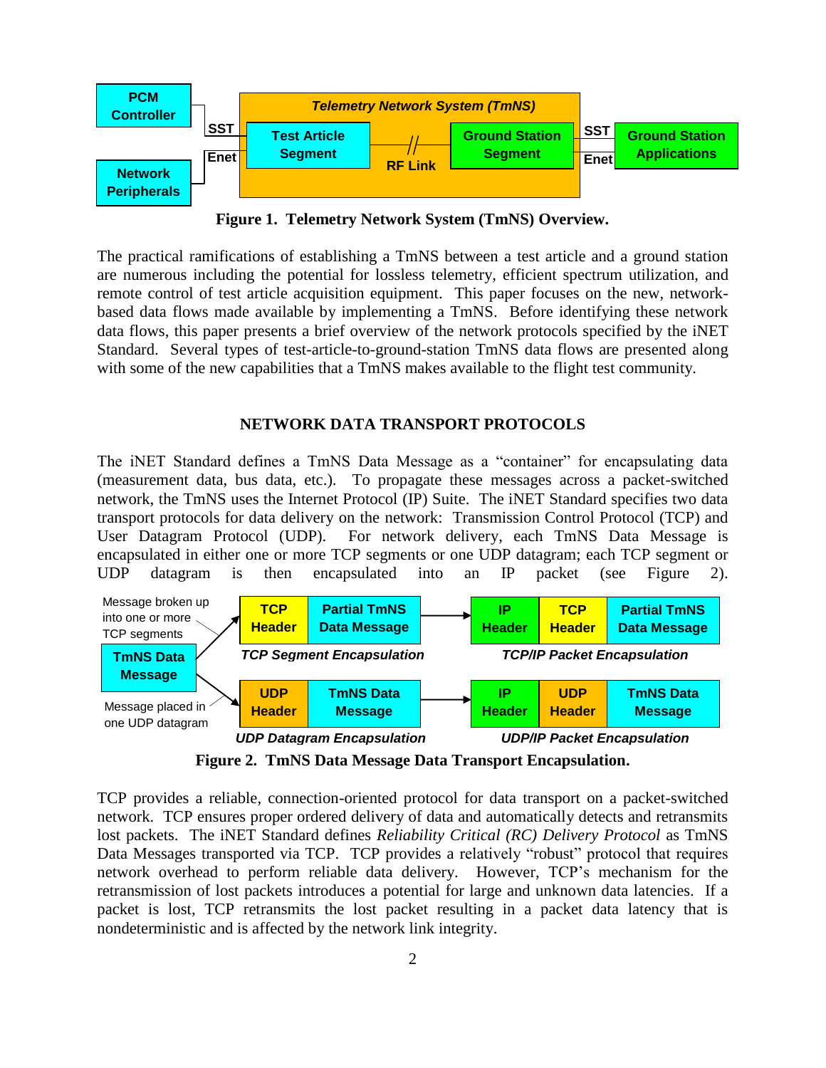**Figure 1. Telemetry Network System (TmNS) Overview.**

The practical ramifications of establishing a TmNS between a test article and a ground station are numerous including the potential for lossless telemetry, efficient spectrum utilization, and remote control of test article acquisition equipment. This paper focuses on the new, network-based data flows made available by implementing a TmNS. Before identifying these network data flows, this paper presents a brief overview of the network protocols specified by the iNET Standard. Several types of test-article-to-ground-station TmNS data flows are presented along with some of the new capabilities that a TmNS makes available to the flight test community.

## NETWORK DATA TRANSPORT PROTOCOLS

The iNET Standard defines a TmNS Data Message as a "container" for encapsulating data (measurement data, bus data, etc.). To propagate these messages across a packet-switched network, the TmNS uses the Internet Protocol (IP) Suite. The iNET Standard specifies two data transport protocols for data delivery on the network: Transmission Control Protocol (TCP) and User Datagram Protocol (UDP). For network delivery, each TmNS Data Message is encapsulated in either one or more TCP segments or one UDP datagram; each TCP segment or UDP datagram is then encapsulated into an IP packet (see Figure 2).

**Figure 2. TmNS Data Message Data Transport Encapsulation.**

TCP provides a reliable, connection-oriented protocol for data transport on a packet-switched network. TCP ensures proper ordered delivery of data and automatically detects and retransmits lost packets. The iNET Standard defines *Reliability Critical (RC) Delivery Protocol* as TmNS Data Messages transported via TCP. TCP provides a relatively "robust" protocol that requires network overhead to perform reliable data delivery. However, TCP's mechanism for the retransmission of lost packets introduces a potential for large and unknown data latencies. If a packet is lost, TCP retransmits the lost packet resulting in a packet data latency that is nondeterministic and is affected by the network link integrity.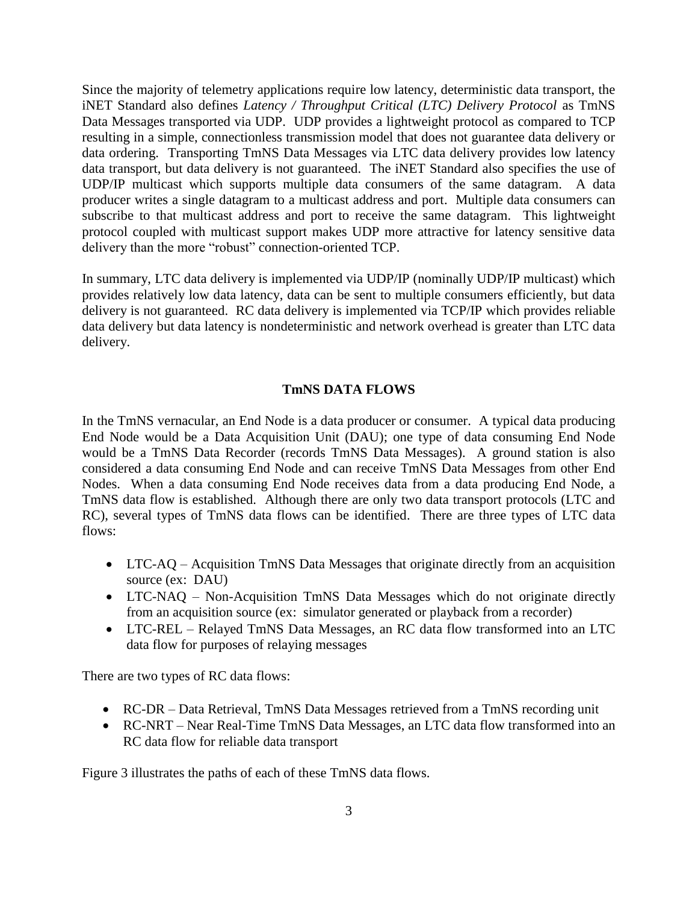Since the majority of telemetry applications require low latency, deterministic data transport, the iNET Standard also defines *Latency / Throughput Critical (LTC) Delivery Protocol* as TmNS Data Messages transported via UDP. UDP provides a lightweight protocol as compared to TCP resulting in a simple, connectionless transmission model that does not guarantee data delivery or data ordering. Transporting TmNS Data Messages via LTC data delivery provides low latency data transport, but data delivery is not guaranteed. The iNET Standard also specifies the use of UDP/IP multicast which supports multiple data consumers of the same datagram. A data producer writes a single datagram to a multicast address and port. Multiple data consumers can subscribe to that multicast address and port to receive the same datagram. This lightweight protocol coupled with multicast support makes UDP more attractive for latency sensitive data delivery than the more "robust" connection-oriented TCP.

In summary, LTC data delivery is implemented via UDP/IP (nominally UDP/IP multicast) which provides relatively low data latency, data can be sent to multiple consumers efficiently, but data delivery is not guaranteed. RC data delivery is implemented via TCP/IP which provides reliable data delivery but data latency is nondeterministic and network overhead is greater than LTC data delivery.

## TmNS DATA FLOWS

In the TmNS vernacular, an End Node is a data producer or consumer. A typical data producing End Node would be a Data Acquisition Unit (DAU); one type of data consuming End Node would be a TmNS Data Recorder (records TmNS Data Messages). A ground station is also considered a data consuming End Node and can receive TmNS Data Messages from other End Nodes. When a data consuming End Node receives data from a data producing End Node, a TmNS data flow is established. Although there are only two data transport protocols (LTC and RC), several types of TmNS data flows can be identified. There are three types of LTC data flows:

- LTC-AQ – Acquisition TmNS Data Messages that originate directly from an acquisition source (ex: DAU)
- LTC-NAQ – Non-Acquisition TmNS Data Messages which do not originate directly from an acquisition source (ex: simulator generated or playback from a recorder)
- LTC-REL – Relayed TmNS Data Messages, an RC data flow transformed into an LTC data flow for purposes of relaying messages

There are two types of RC data flows:

- RC-DR – Data Retrieval, TmNS Data Messages retrieved from a TmNS recording unit
- RC-NRT – Near Real-Time TmNS Data Messages, an LTC data flow transformed into an RC data flow for reliable data transport

Figure 3 illustrates the paths of each of these TmNS data flows.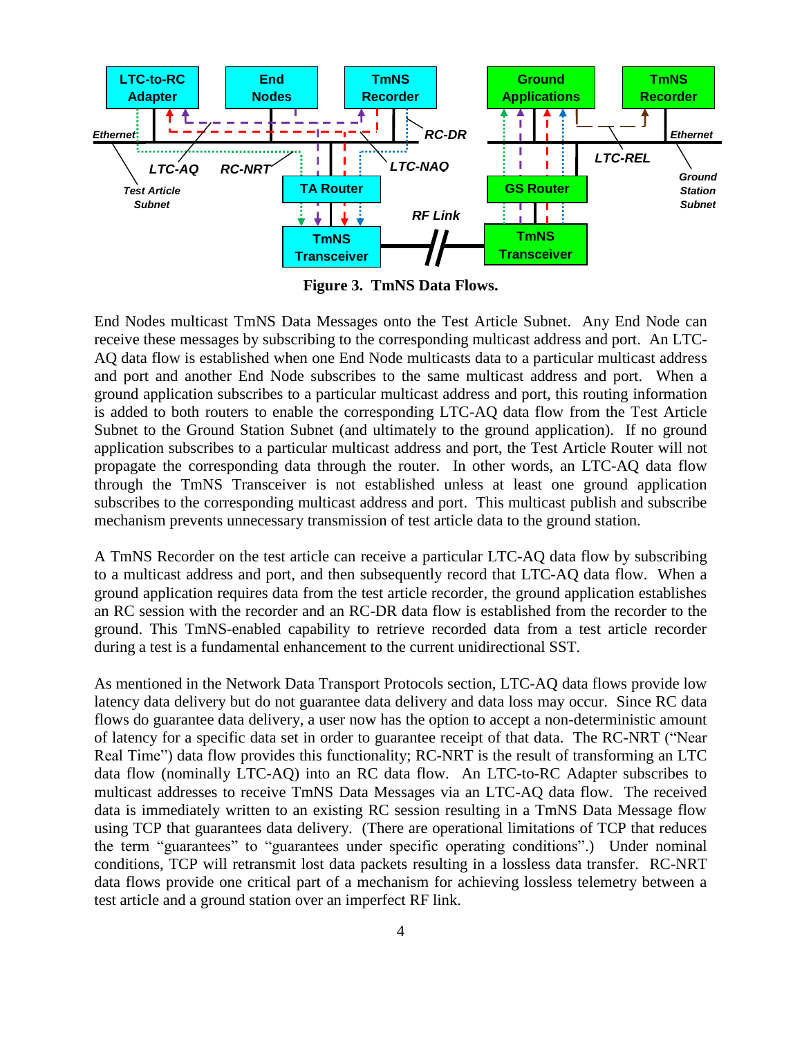**Figure 3. TmNS Data Flows.**

End Nodes multicast TmNS Data Messages onto the Test Article Subnet. Any End Node can receive these messages by subscribing to the corresponding multicast address and port. An LTC-AQ data flow is established when one End Node multicasts data to a particular multicast address and port and another End Node subscribes to the same multicast address and port. When a ground application subscribes to a particular multicast address and port, this routing information is added to both routers to enable the corresponding LTC-AQ data flow from the Test Article Subnet to the Ground Station Subnet (and ultimately to the ground application). If no ground application subscribes to a particular multicast address and port, the Test Article Router will not propagate the corresponding data through the router. In other words, an LTC-AQ data flow through the TmNS Transceiver is not established unless at least one ground application subscribes to the corresponding multicast address and port. This multicast publish and subscribe mechanism prevents unnecessary transmission of test article data to the ground station.

A TmNS Recorder on the test article can receive a particular LTC-AQ data flow by subscribing to a multicast address and port, and then subsequently record that LTC-AQ data flow. When a ground application requires data from the test article recorder, the ground application establishes an RC session with the recorder and an RC-DR data flow is established from the recorder to the ground. This TmNS-enabled capability to retrieve recorded data from a test article recorder during a test is a fundamental enhancement to the current unidirectional SST.

As mentioned in the Network Data Transport Protocols section, LTC-AQ data flows provide low latency data delivery but do not guarantee data delivery and data loss may occur. Since RC data flows do guarantee data delivery, a user now has the option to accept a non-deterministic amount of latency for a specific data set in order to guarantee receipt of that data. The RC-NRT ("Near Real Time") data flow provides this functionality; RC-NRT is the result of transforming an LTC data flow (nominally LTC-AQ) into an RC data flow. An LTC-to-RC Adapter subscribes to multicast addresses to receive TmNS Data Messages via an LTC-AQ data flow. The received data is immediately written to an existing RC session resulting in a TmNS Data Message flow using TCP that guarantees data delivery. (There are operational limitations of TCP that reduces the term "guarantees" to "guarantees under specific operating conditions".) Under nominal conditions, TCP will retransmit lost data packets resulting in a lossless data transfer. RC-NRT data flows provide one critical part of a mechanism for achieving lossless telemetry between a test article and a ground station over an imperfect RF link.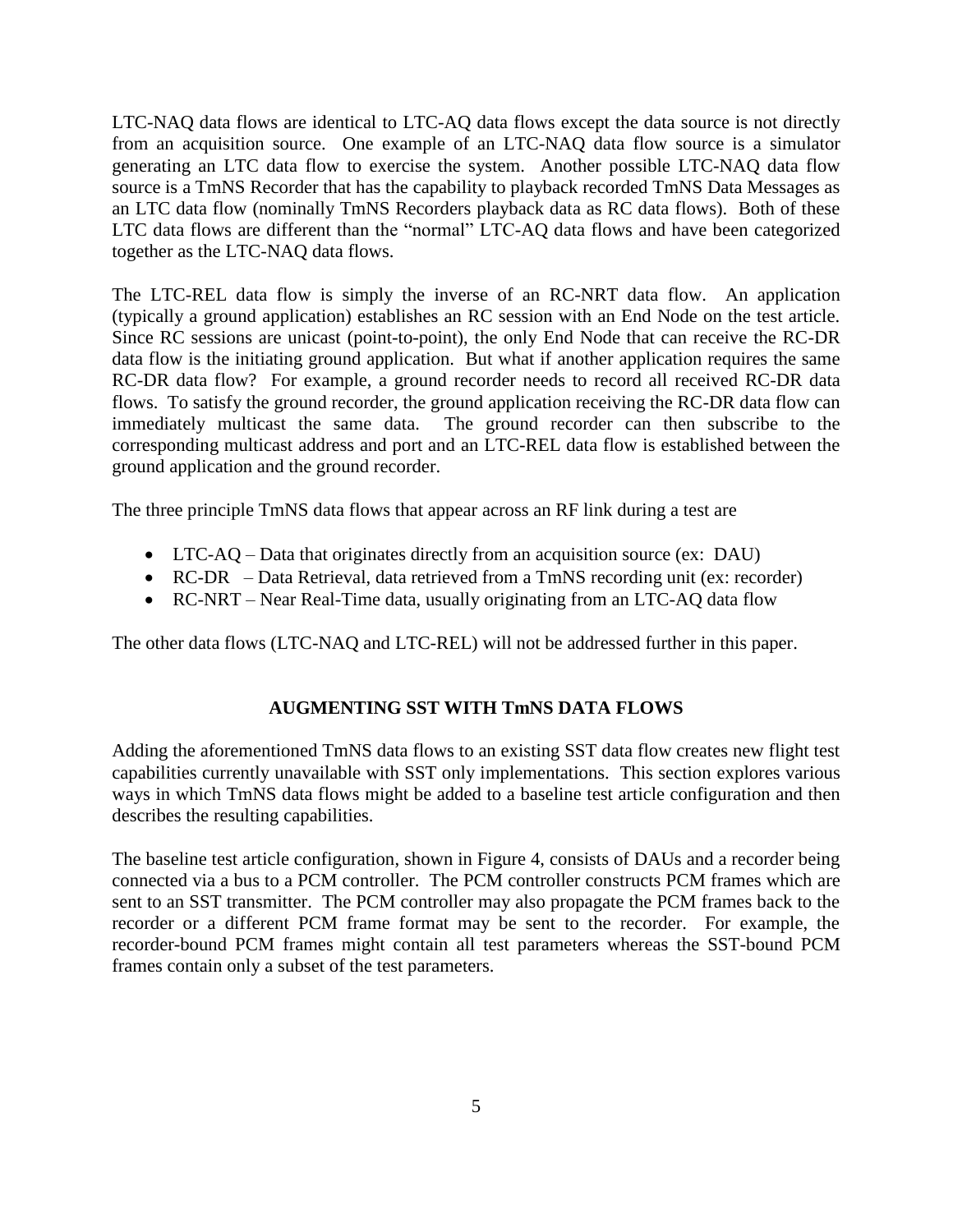LTC-NAQ data flows are identical to LTC-AQ data flows except the data source is not directly from an acquisition source. One example of an LTC-NAQ data flow source is a simulator generating an LTC data flow to exercise the system. Another possible LTC-NAQ data flow source is a TmNS Recorder that has the capability to playback recorded TmNS Data Messages as an LTC data flow (nominally TmNS Recorders playback data as RC data flows). Both of these LTC data flows are different than the "normal" LTC-AQ data flows and have been categorized together as the LTC-NAQ data flows.

The LTC-REL data flow is simply the inverse of an RC-NRT data flow. An application (typically a ground application) establishes an RC session with an End Node on the test article. Since RC sessions are unicast (point-to-point), the only End Node that can receive the RC-DR data flow is the initiating ground application. But what if another application requires the same RC-DR data flow? For example, a ground recorder needs to record all received RC-DR data flows. To satisfy the ground recorder, the ground application receiving the RC-DR data flow can immediately multicast the same data. The ground recorder can then subscribe to the corresponding multicast address and port and an LTC-REL data flow is established between the ground application and the ground recorder.

The three principle TmNS data flows that appear across an RF link during a test are

- LTC-AQ – Data that originates directly from an acquisition source (ex: DAU)
- RC-DR – Data Retrieval, data retrieved from a TmNS recording unit (ex: recorder)
- RC-NRT – Near Real-Time data, usually originating from an LTC-AQ data flow

The other data flows (LTC-NAQ and LTC-REL) will not be addressed further in this paper.

## AUGMENTING SST WITH TmNS DATA FLOWS

Adding the aforementioned TmNS data flows to an existing SST data flow creates new flight test capabilities currently unavailable with SST only implementations. This section explores various ways in which TmNS data flows might be added to a baseline test article configuration and then describes the resulting capabilities.

The baseline test article configuration, shown in Figure 4, consists of DAUs and a recorder being connected via a bus to a PCM controller. The PCM controller constructs PCM frames which are sent to an SST transmitter. The PCM controller may also propagate the PCM frames back to the recorder or a different PCM frame format may be sent to the recorder. For example, the recorder-bound PCM frames might contain all test parameters whereas the SST-bound PCM frames contain only a subset of the test parameters.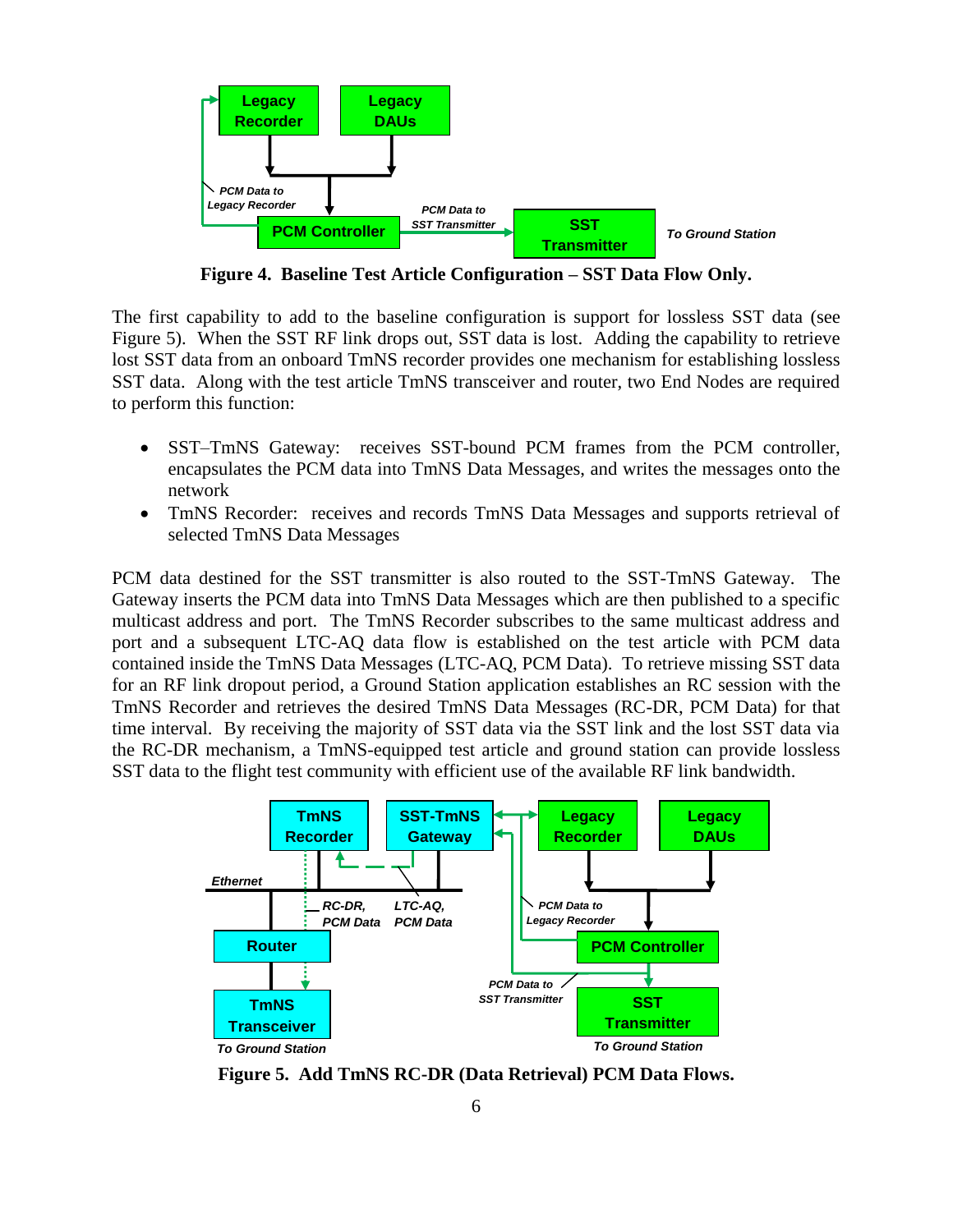Figure 4. Baseline Test Article Configuration – SST Data Flow Only.

The first capability to add to the baseline configuration is support for lossless SST data (see Figure 5). When the SST RF link drops out, SST data is lost. Adding the capability to retrieve lost SST data from an onboard TmNS recorder provides one mechanism for establishing lossless SST data. Along with the test article TmNS transceiver and router, two End Nodes are required to perform this function:

- SST–TmNS Gateway: receives SST-bound PCM frames from the PCM controller, encapsulates the PCM data into TmNS Data Messages, and writes the messages onto the network
- TmNS Recorder: receives and records TmNS Data Messages and supports retrieval of selected TmNS Data Messages

PCM data destined for the SST transmitter is also routed to the SST-TmNS Gateway. The Gateway inserts the PCM data into TmNS Data Messages which are then published to a specific multicast address and port. The TmNS Recorder subscribes to the same multicast address and port and a subsequent LTC-AQ data flow is established on the test article with PCM data contained inside the TmNS Data Messages (LTC-AQ, PCM Data). To retrieve missing SST data for an RF link dropout period, a Ground Station application establishes an RC session with the TmNS Recorder and retrieves the desired TmNS Data Messages (RC-DR, PCM Data) for that time interval. By receiving the majority of SST data via the SST link and the lost SST data via the RC-DR mechanism, a TmNS-equipped test article and ground station can provide lossless SST data to the flight test community with efficient use of the available RF link bandwidth.

Figure 5. Add TmNS RC-DR (Data Retrieval) PCM Data Flows.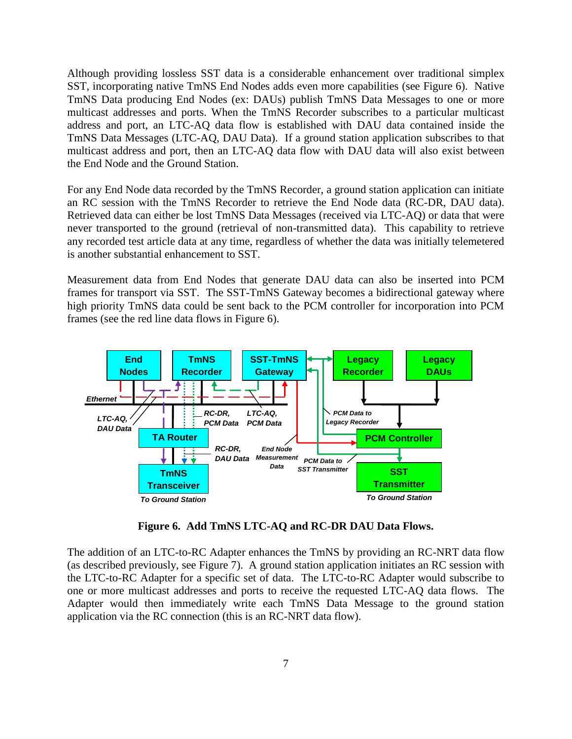Although providing lossless SST data is a considerable enhancement over traditional simplex SST, incorporating native TmNS End Nodes adds even more capabilities (see Figure 6). Native TmNS Data producing End Nodes (ex: DAUs) publish TmNS Data Messages to one or more multicast addresses and ports. When the TmNS Recorder subscribes to a particular multicast address and port, an LTC-AQ data flow is established with DAU data contained inside the TmNS Data Messages (LTC-AQ, DAU Data). If a ground station application subscribes to that multicast address and port, then an LTC-AQ data flow with DAU data will also exist between the End Node and the Ground Station.

For any End Node data recorded by the TmNS Recorder, a ground station application can initiate an RC session with the TmNS Recorder to retrieve the End Node data (RC-DR, DAU data). Retrieved data can either be lost TmNS Data Messages (received via LTC-AQ) or data that were never transported to the ground (retrieval of non-transmitted data). This capability to retrieve any recorded test article data at any time, regardless of whether the data was initially telemetered is another substantial enhancement to SST.

Measurement data from End Nodes that generate DAU data can also be inserted into PCM frames for transport via SST. The SST-TmNS Gateway becomes a bidirectional gateway where high priority TmNS data could be sent back to the PCM controller for incorporation into PCM frames (see the red line data flows in Figure 6).

**Figure 6. Add TmNS LTC-AQ and RC-DR DAU Data Flows.**

The addition of an LTC-to-RC Adapter enhances the TmNS by providing an RC-NRT data flow (as described previously, see Figure 7). A ground station application initiates an RC session with the LTC-to-RC Adapter for a specific set of data. The LTC-to-RC Adapter would subscribe to one or more multicast addresses and ports to receive the requested LTC-AQ data flows. The Adapter would then immediately write each TmNS Data Message to the ground station application via the RC connection (this is an RC-NRT data flow).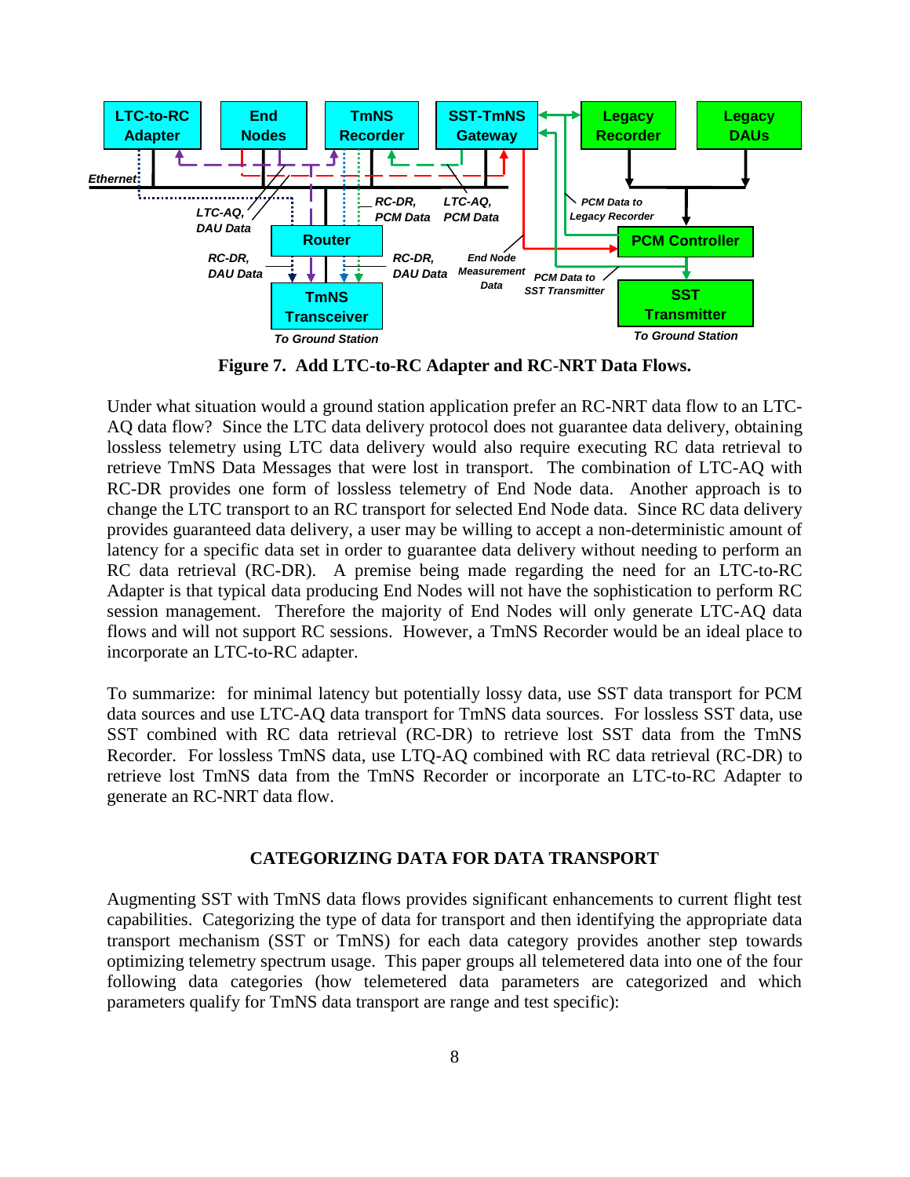**Figure 7. Add LTC-to-RC Adapter and RC-NRT Data Flows.**

Under what situation would a ground station application prefer an RC-NRT data flow to an LTC-AQ data flow? Since the LTC data delivery protocol does not guarantee data delivery, obtaining lossless telemetry using LTC data delivery would also require executing RC data retrieval to retrieve TmNS Data Messages that were lost in transport. The combination of LTC-AQ with RC-DR provides one form of lossless telemetry of End Node data. Another approach is to change the LTC transport to an RC transport for selected End Node data. Since RC data delivery provides guaranteed data delivery, a user may be willing to accept a non-deterministic amount of latency for a specific data set in order to guarantee data delivery without needing to perform an RC data retrieval (RC-DR). A premise being made regarding the need for an LTC-to-RC Adapter is that typical data producing End Nodes will not have the sophistication to perform RC session management. Therefore the majority of End Nodes will only generate LTC-AQ data flows and will not support RC sessions. However, a TmNS Recorder would be an ideal place to incorporate an LTC-to-RC adapter.

To summarize: for minimal latency but potentially lossy data, use SST data transport for PCM data sources and use LTC-AQ data transport for TmNS data sources. For lossless SST data, use SST combined with RC data retrieval (RC-DR) to retrieve lost SST data from the TmNS Recorder. For lossless TmNS data, use LTQ-AQ combined with RC data retrieval (RC-DR) to retrieve lost TmNS data from the TmNS Recorder or incorporate an LTC-to-RC Adapter to generate an RC-NRT data flow.

## CATEGORIZING DATA FOR DATA TRANSPORT

Augmenting SST with TmNS data flows provides significant enhancements to current flight test capabilities. Categorizing the type of data for transport and then identifying the appropriate data transport mechanism (SST or TmNS) for each data category provides another step towards optimizing telemetry spectrum usage. This paper groups all telemetered data into one of the four following data categories (how telemetered data parameters are categorized and which parameters qualify for TmNS data transport are range and test specific):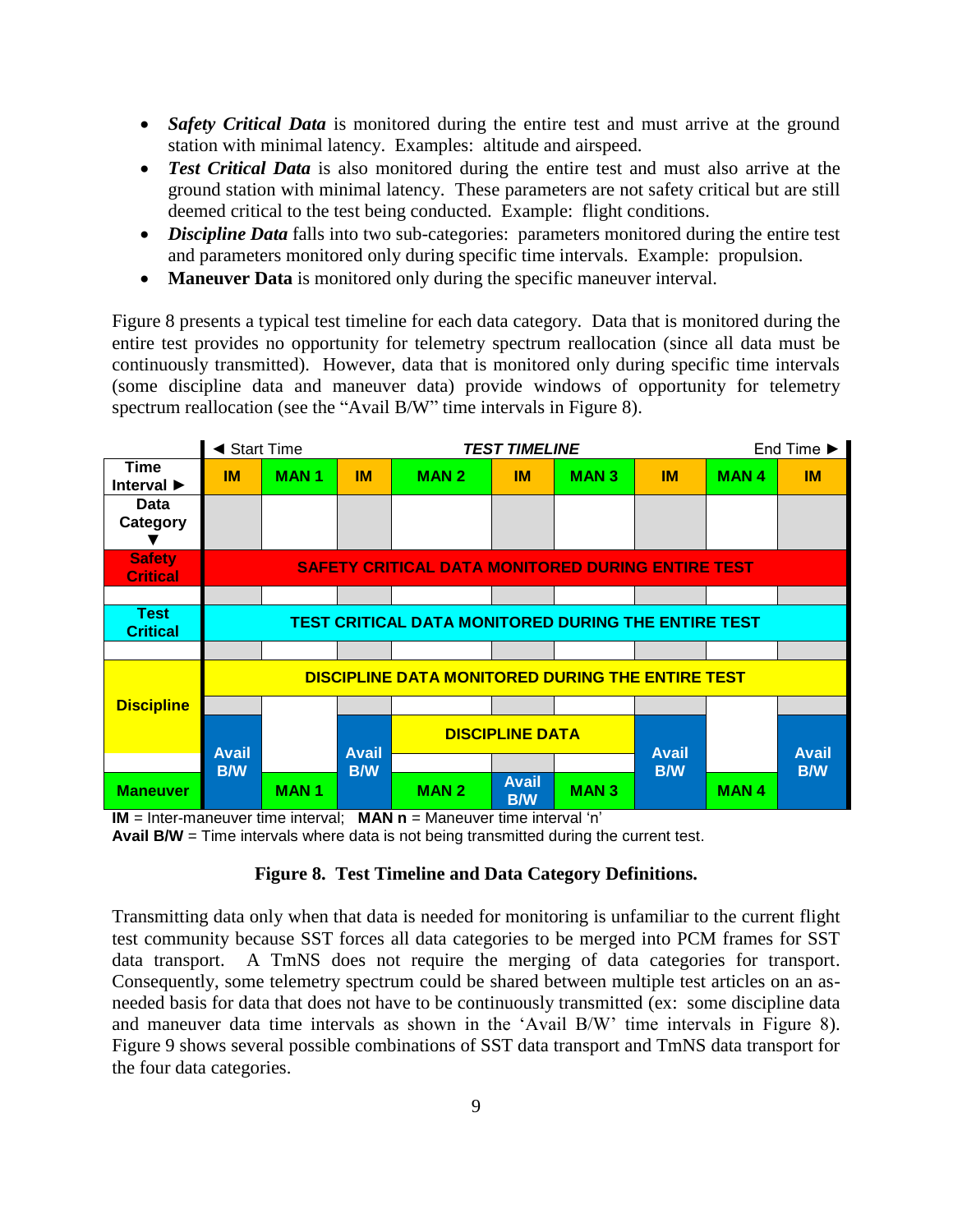- ***Safety Critical Data*** is monitored during the entire test and must arrive at the ground station with minimal latency. Examples: altitude and airspeed.
- ***Test Critical Data*** is also monitored during the entire test and must also arrive at the ground station with minimal latency. These parameters are not safety critical but are still deemed critical to the test being conducted. Example: flight conditions.
- ***Discipline Data*** falls into two sub-categories: parameters monitored during the entire test and parameters monitored only during specific time intervals. Example: propulsion.
- **Maneuver Data** is monitored only during the specific maneuver interval.

Figure 8 presents a typical test timeline for each data category. Data that is monitored during the entire test provides no opportunity for telemetry spectrum reallocation (since all data must be continuously transmitted). However, data that is monitored only during specific time intervals (some discipline data and maneuver data) provide windows of opportunity for telemetry spectrum reallocation (see the "Avail B/W" time intervals in Figure 8).

| | ◄ Start Time | | | ***TEST TIMELINE*** | | | | | End Time ► |
|---|---|---|---|---|---|---|---|---|---|
| **Time Interval ►** | **IM** | **MAN 1** | **IM** | **MAN 2** | **IM** | **MAN 3** | **IM** | **MAN 4** | **IM** |
| **Data Category ▼** | | | | | | | | | |
| **Safety Critical** | **SAFETY CRITICAL DATA MONITORED DURING ENTIRE TEST** | | | | | | | | |
| **Test Critical** | **TEST CRITICAL DATA MONITORED DURING THE ENTIRE TEST** | | | | | | | | |
| **Discipline** | **DISCIPLINE DATA MONITORED DURING THE ENTIRE TEST** | | | | | | | | |
| **Discipline** | **Avail B/W** | | **Avail B/W** | **DISCIPLINE DATA** | | | **Avail B/W** | | **Avail B/W** |
| **Maneuver** | **Avail B/W** | **MAN 1** | **Avail B/W** | **MAN 2** | **Avail B/W** | **MAN 3** | **Avail B/W** | **MAN 4** | **Avail B/W** |

**IM** = Inter-maneuver time interval; **MAN n** = Maneuver time interval 'n'
**Avail B/W** = Time intervals where data is not being transmitted during the current test.

**Figure 8. Test Timeline and Data Category Definitions.**

Transmitting data only when that data is needed for monitoring is unfamiliar to the current flight test community because SST forces all data categories to be merged into PCM frames for SST data transport. A TmNS does not require the merging of data categories for transport. Consequently, some telemetry spectrum could be shared between multiple test articles on an as-needed basis for data that does not have to be continuously transmitted (ex: some discipline data and maneuver data time intervals as shown in the 'Avail B/W' time intervals in Figure 8). Figure 9 shows several possible combinations of SST data transport and TmNS data transport for the four data categories.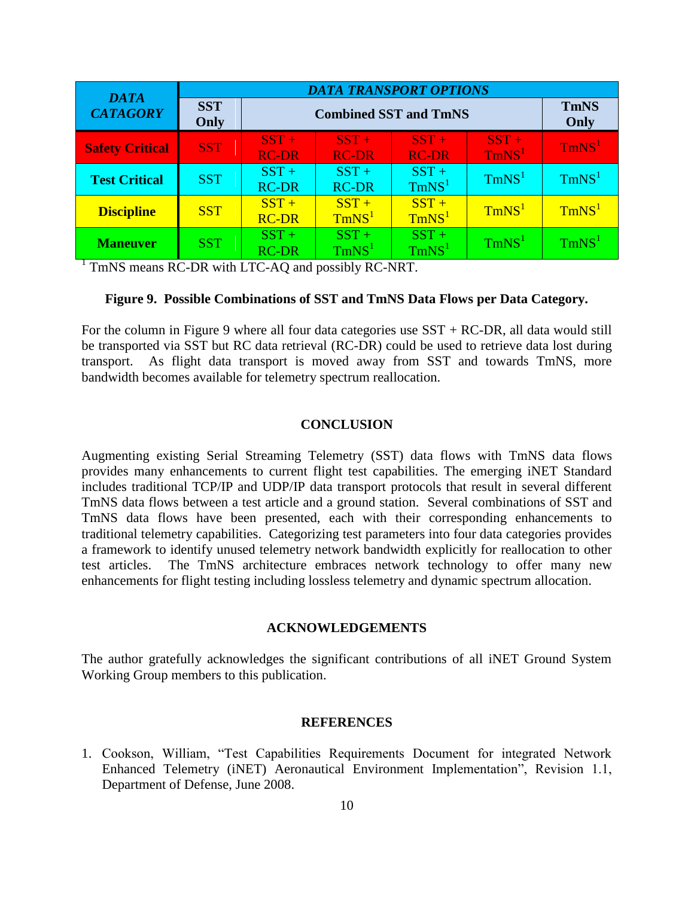| DATA CATAGORY | DATA TRANSPORT OPTIONS | | | | | |
|---|---|---|---|---|---|---|
| | SST Only | Combined SST and TmNS | | | | TmNS Only |
| Safety Critical | SST | SST + RC-DR | SST + RC-DR | SST + RC-DR | SST + TmNS[1] | TmNS[1] |
| Test Critical | SST | SST + RC-DR | SST + RC-DR | SST + TmNS[1] | TmNS[1] | TmNS[1] |
| Discipline | SST | SST + RC-DR | SST + TmNS[1] | SST + TmNS[1] | TmNS[1] | TmNS[1] |
| Maneuver | SST | SST + RC-DR | SST + TmNS[1] | SST + TmNS[1] | TmNS[1] | TmNS[1] |

[1] TmNS means RC-DR with LTC-AQ and possibly RC-NRT.

**Figure 9. Possible Combinations of SST and TmNS Data Flows per Data Category.**

For the column in Figure 9 where all four data categories use SST + RC-DR, all data would still be transported via SST but RC data retrieval (RC-DR) could be used to retrieve data lost during transport. As flight data transport is moved away from SST and towards TmNS, more bandwidth becomes available for telemetry spectrum reallocation.

## CONCLUSION

Augmenting existing Serial Streaming Telemetry (SST) data flows with TmNS data flows provides many enhancements to current flight test capabilities. The emerging iNET Standard includes traditional TCP/IP and UDP/IP data transport protocols that result in several different TmNS data flows between a test article and a ground station. Several combinations of SST and TmNS data flows have been presented, each with their corresponding enhancements to traditional telemetry capabilities. Categorizing test parameters into four data categories provides a framework to identify unused telemetry network bandwidth explicitly for reallocation to other test articles. The TmNS architecture embraces network technology to offer many new enhancements for flight testing including lossless telemetry and dynamic spectrum allocation.

## ACKNOWLEDGEMENTS

The author gratefully acknowledges the significant contributions of all iNET Ground System Working Group members to this publication.

## REFERENCES

1. Cookson, William, "Test Capabilities Requirements Document for integrated Network Enhanced Telemetry (iNET) Aeronautical Environment Implementation", Revision 1.1, Department of Defense, June 2008.